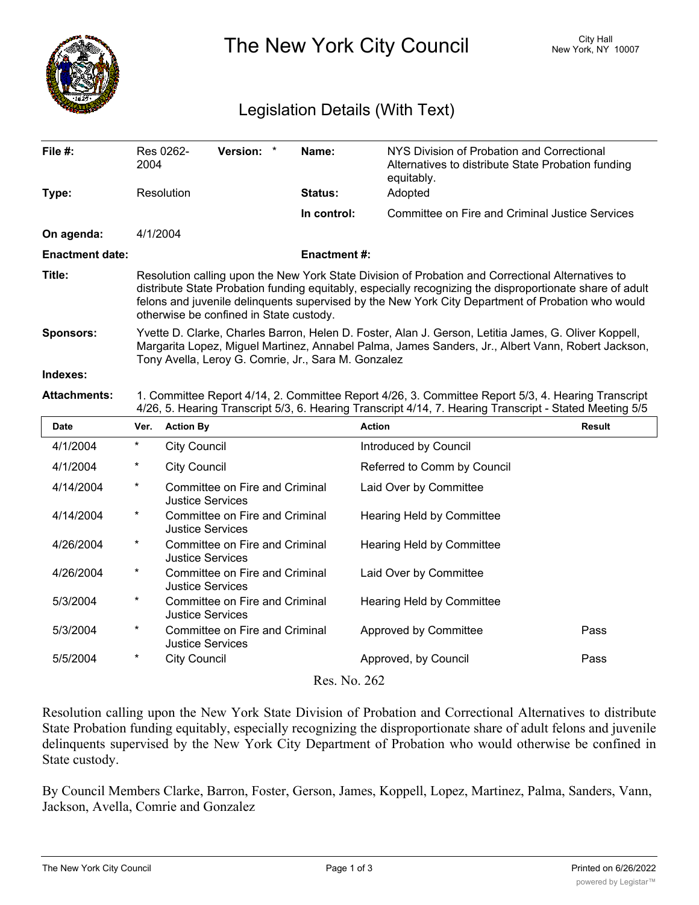# The New York City Council

City Hall
New York, NY 10007

## Legislation Details (With Text)

| | | | |
|---|---|---|---|
| **File #:** | Res 0262-2004 **Version:** * | **Name:** | NYS Division of Probation and Correctional Alternatives to distribute State Probation funding equitably. |
| **Type:** | Resolution | **Status:** | Adopted |
| | | **In control:** | Committee on Fire and Criminal Justice Services |
| **On agenda:** | 4/1/2004 | | |
| **Enactment date:** | | **Enactment #:** | |

**Title:** Resolution calling upon the New York State Division of Probation and Correctional Alternatives to distribute State Probation funding equitably, especially recognizing the disproportionate share of adult felons and juvenile delinquents supervised by the New York City Department of Probation who would otherwise be confined in State custody.

**Sponsors:** Yvette D. Clarke, Charles Barron, Helen D. Foster, Alan J. Gerson, Letitia James, G. Oliver Koppell, Margarita Lopez, Miguel Martinez, Annabel Palma, James Sanders, Jr., Albert Vann, Robert Jackson, Tony Avella, Leroy G. Comrie, Jr., Sara M. Gonzalez

**Indexes:**

**Attachments:** 1. Committee Report 4/14, 2. Committee Report 4/26, 3. Committee Report 5/3, 4. Hearing Transcript 4/26, 5. Hearing Transcript 5/3, 6. Hearing Transcript 4/14, 7. Hearing Transcript - Stated Meeting 5/5

| Date | Ver. | Action By | Action | Result |
|---|---|---|---|---|
| 4/1/2004 | * | City Council | Introduced by Council | |
| 4/1/2004 | * | City Council | Referred to Comm by Council | |
| 4/14/2004 | * | Committee on Fire and Criminal Justice Services | Laid Over by Committee | |
| 4/14/2004 | * | Committee on Fire and Criminal Justice Services | Hearing Held by Committee | |
| 4/26/2004 | * | Committee on Fire and Criminal Justice Services | Hearing Held by Committee | |
| 4/26/2004 | * | Committee on Fire and Criminal Justice Services | Laid Over by Committee | |
| 5/3/2004 | * | Committee on Fire and Criminal Justice Services | Hearing Held by Committee | |
| 5/3/2004 | * | Committee on Fire and Criminal Justice Services | Approved by Committee | Pass |
| 5/5/2004 | * | City Council | Approved, by Council | Pass |

Res. No. 262

Resolution calling upon the New York State Division of Probation and Correctional Alternatives to distribute State Probation funding equitably, especially recognizing the disproportionate share of adult felons and juvenile delinquents supervised by the New York City Department of Probation who would otherwise be confined in State custody.

By Council Members Clarke, Barron, Foster, Gerson, James, Koppell, Lopez, Martinez, Palma, Sanders, Vann, Jackson, Avella, Comrie and Gonzalez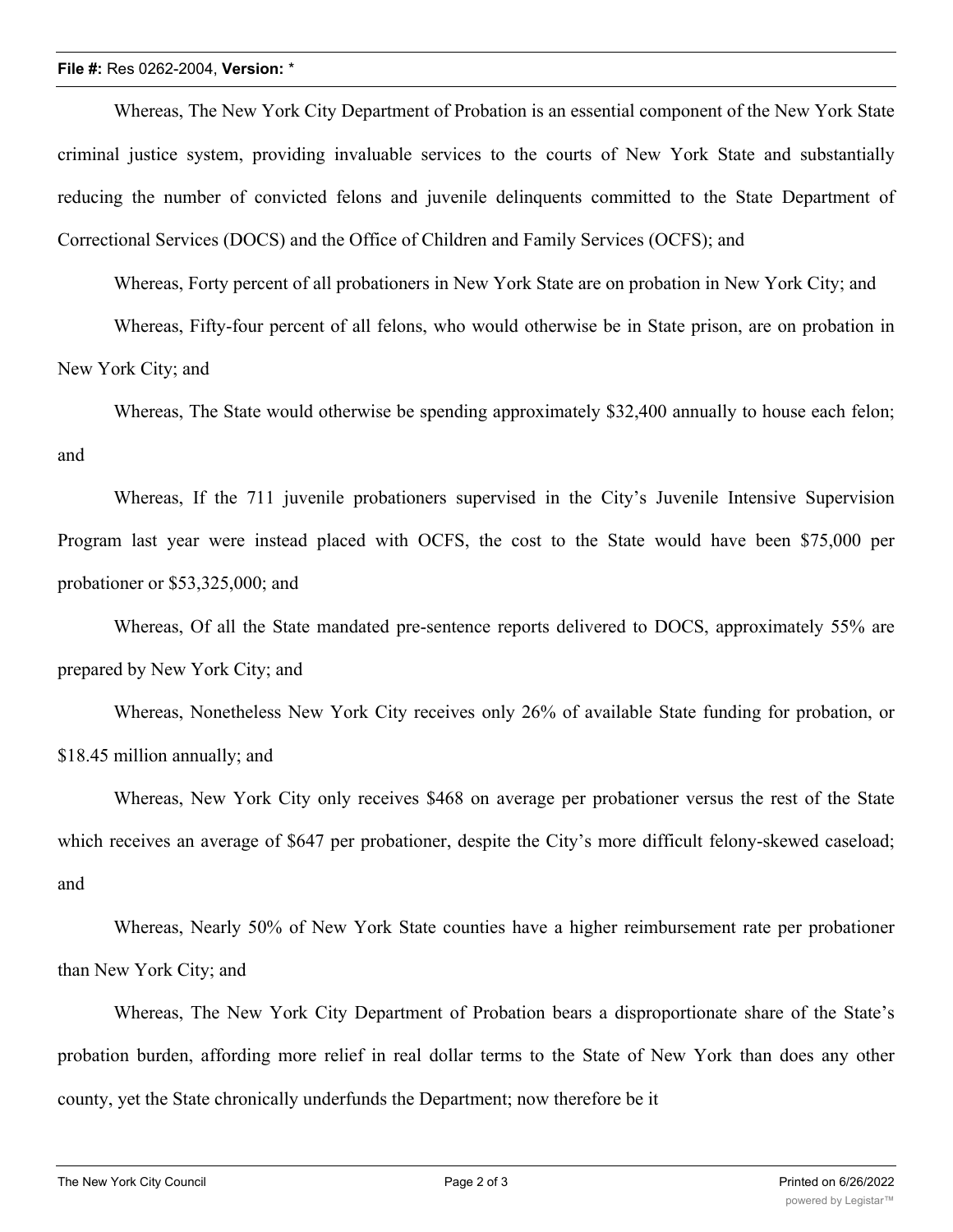Whereas, The New York City Department of Probation is an essential component of the New York State criminal justice system, providing invaluable services to the courts of New York State and substantially reducing the number of convicted felons and juvenile delinquents committed to the State Department of Correctional Services (DOCS) and the Office of Children and Family Services (OCFS); and

Whereas, Forty percent of all probationers in New York State are on probation in New York City; and

Whereas, Fifty-four percent of all felons, who would otherwise be in State prison, are on probation in New York City; and

Whereas, The State would otherwise be spending approximately $32,400 annually to house each felon; and

Whereas, If the 711 juvenile probationers supervised in the City's Juvenile Intensive Supervision Program last year were instead placed with OCFS, the cost to the State would have been $75,000 per probationer or $53,325,000; and

Whereas, Of all the State mandated pre-sentence reports delivered to DOCS, approximately 55% are prepared by New York City; and

Whereas, Nonetheless New York City receives only 26% of available State funding for probation, or $18.45 million annually; and

Whereas, New York City only receives $468 on average per probationer versus the rest of the State which receives an average of $647 per probationer, despite the City's more difficult felony-skewed caseload; and

Whereas, Nearly 50% of New York State counties have a higher reimbursement rate per probationer than New York City; and

Whereas, The New York City Department of Probation bears a disproportionate share of the State's probation burden, affording more relief in real dollar terms to the State of New York than does any other county, yet the State chronically underfunds the Department; now therefore be it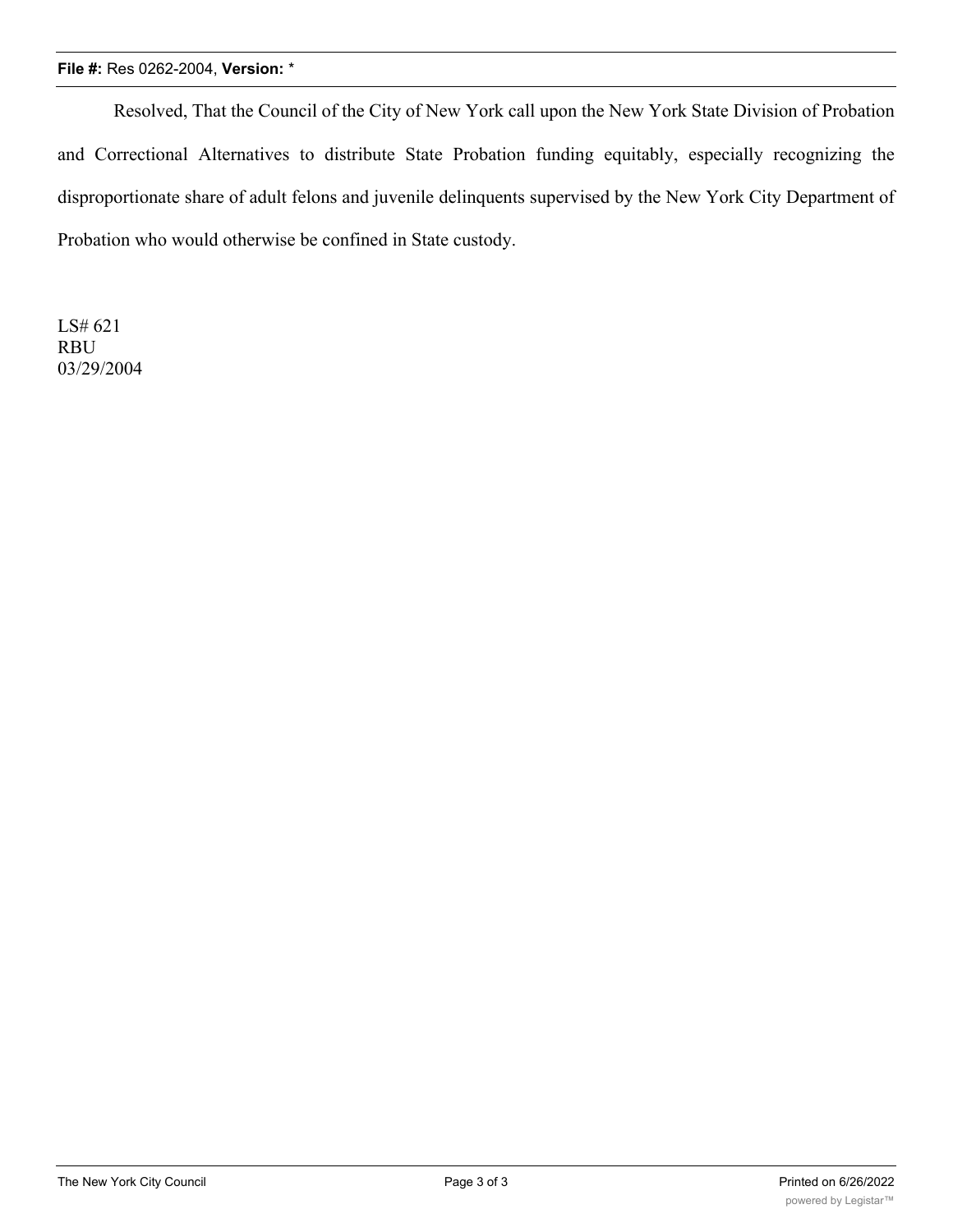Resolved, That the Council of the City of New York call upon the New York State Division of Probation and Correctional Alternatives to distribute State Probation funding equitably, especially recognizing the disproportionate share of adult felons and juvenile delinquents supervised by the New York City Department of Probation who would otherwise be confined in State custody.

LS# 621
RBU
03/29/2004